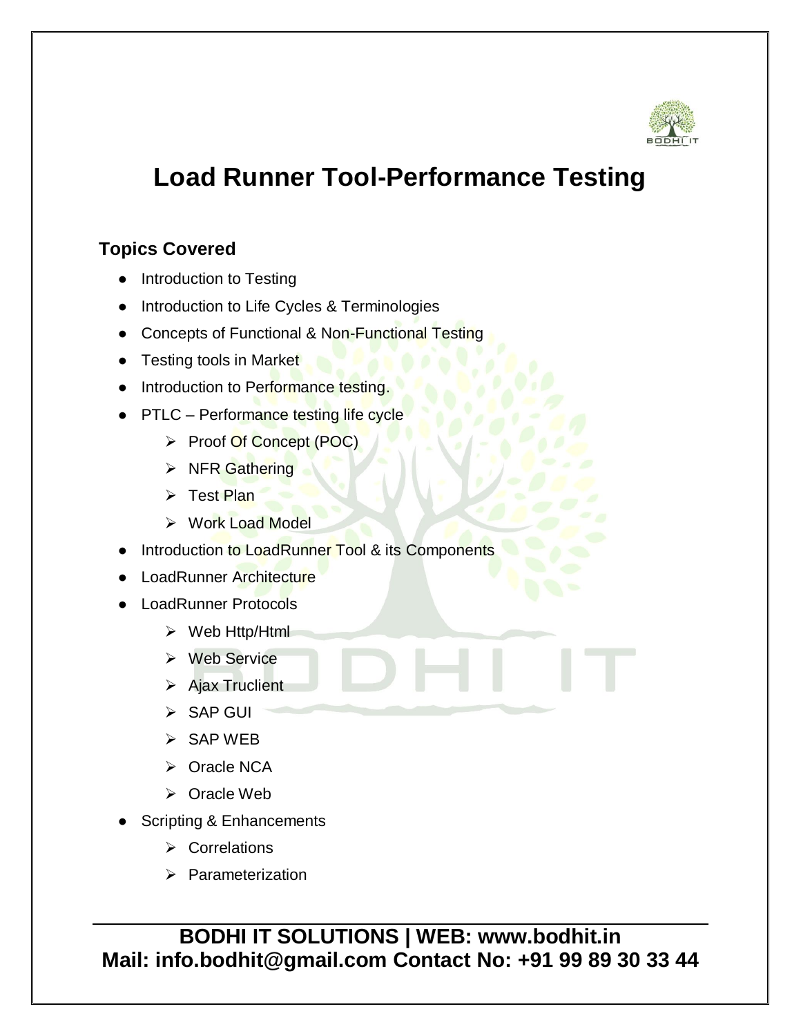# Load Runner Tool-Performance Testing

## Topics Covered

- Introduction to Testing
- Introduction to Life Cycles & Terminologies
- Concepts of Functional & Non-Functional Testing
- Testing tools in Market
- Introduction to Performance testing.
- PTLC – Performance testing life cycle
  - Proof Of Concept (POC)
  - NFR Gathering
  - Test Plan
  - Work Load Model
- Introduction to LoadRunner Tool & its Components
- LoadRunner Architecture
- LoadRunner Protocols
  - Web Http/Html
  - Web Service
  - Ajax Truclient
  - SAP GUI
  - SAP WEB
  - Oracle NCA
  - Oracle Web
- Scripting & Enhancements
  - Correlations
  - Parameterization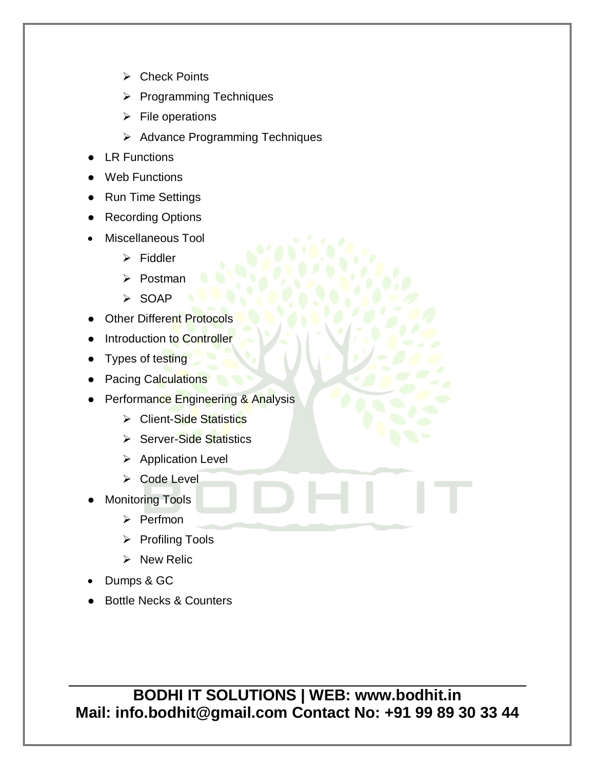- Check Points
  - Programming Techniques
  - File operations
  - Advance Programming Techniques
- LR Functions
- Web Functions
- Run Time Settings
- Recording Options
- Miscellaneous Tool
  - Fiddler
  - Postman
  - SOAP
- Other Different Protocols
- Introduction to Controller
- Types of testing
- Pacing Calculations
- Performance Engineering & Analysis
  - Client-Side Statistics
  - Server-Side Statistics
  - Application Level
  - Code Level
- Monitoring Tools
  - Perfmon
  - Profiling Tools
  - New Relic
- Dumps & GC
- Bottle Necks & Counters

**BODHI IT SOLUTIONS | WEB: www.bodhit.in**
**Mail: info.bodhit@gmail.com Contact No: +91 99 89 30 33 44**